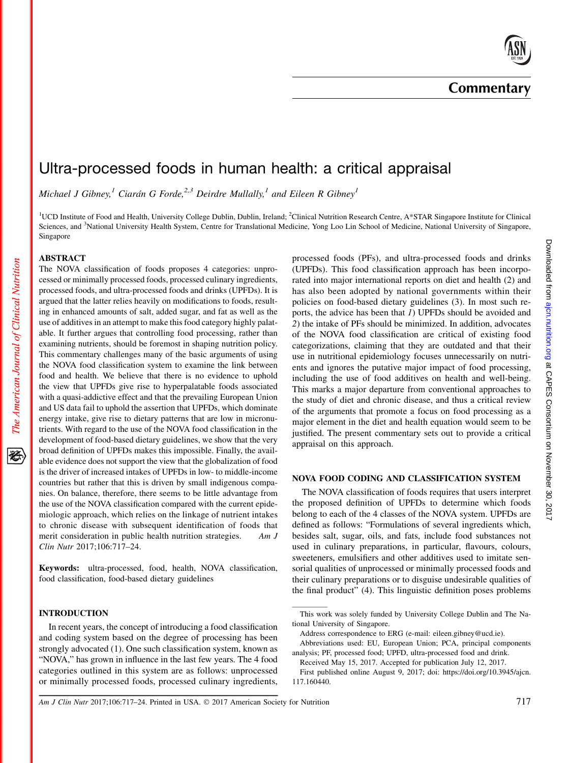# Commentary

# Ultra-processed foods in human health: a critical appraisal

*Michael J Gibney,*[1] *Ciarán G Forde,*[2,3] *Deirdre Mullally,*[1] *and Eileen R Gibney*[1]

[1]UCD Institute of Food and Health, University College Dublin, Dublin, Ireland; [2]Clinical Nutrition Research Centre, A*STAR Singapore Institute for Clinical Sciences, and [3]National University Health System, Centre for Translational Medicine, Yong Loo Lin School of Medicine, National University of Singapore, Singapore

## ABSTRACT

The NOVA classification of foods proposes 4 categories: unprocessed or minimally processed foods, processed culinary ingredients, processed foods, and ultra-processed foods and drinks (UPFDs). It is argued that the latter relies heavily on modifications to foods, resulting in enhanced amounts of salt, added sugar, and fat as well as the use of additives in an attempt to make this food category highly palatable. It further argues that controlling food processing, rather than examining nutrients, should be foremost in shaping nutrition policy. This commentary challenges many of the basic arguments of using the NOVA food classification system to examine the link between food and health. We believe that there is no evidence to uphold the view that UPFDs give rise to hyperpalatable foods associated with a quasi-addictive effect and that the prevailing European Union and US data fail to uphold the assertion that UPFDs, which dominate energy intake, give rise to dietary patterns that are low in micronutrients. With regard to the use of the NOVA food classification in the development of food-based dietary guidelines, we show that the very broad definition of UPFDs makes this impossible. Finally, the available evidence does not support the view that the globalization of food is the driver of increased intakes of UPFDs in low- to middle-income countries but rather that this is driven by small indigenous companies. On balance, therefore, there seems to be little advantage from the use of the NOVA classification compared with the current epidemiologic approach, which relies on the linkage of nutrient intakes to chronic disease with subsequent identification of foods that merit consideration in public health nutrition strategies. *Am J Clin Nutr* 2017;106:717–24.

**Keywords:** ultra-processed, food, health, NOVA classification, food classification, food-based dietary guidelines

## INTRODUCTION

In recent years, the concept of introducing a food classification and coding system based on the degree of processing has been strongly advocated (1). One such classification system, known as "NOVA," has grown in influence in the last few years. The 4 food categories outlined in this system are as follows: unprocessed or minimally processed foods, processed culinary ingredients, processed foods (PFs), and ultra-processed foods and drinks (UPFDs). This food classification approach has been incorporated into major international reports on diet and health (2) and has also been adopted by national governments within their policies on food-based dietary guidelines (3). In most such reports, the advice has been that *1*) UPFDs should be avoided and *2*) the intake of PFs should be minimized. In addition, advocates of the NOVA food classification are critical of existing food categorizations, claiming that they are outdated and that their use in nutritional epidemiology focuses unnecessarily on nutrients and ignores the putative major impact of food processing, including the use of food additives on health and well-being. This marks a major departure from conventional approaches to the study of diet and chronic disease, and thus a critical review of the arguments that promote a focus on food processing as a major element in the diet and health equation would seem to be justified. The present commentary sets out to provide a critical appraisal on this approach.

## NOVA FOOD CODING AND CLASSIFICATION SYSTEM

The NOVA classification of foods requires that users interpret the proposed definition of UPFDs to determine which foods belong to each of the 4 classes of the NOVA system. UPFDs are defined as follows: "Formulations of several ingredients which, besides salt, sugar, oils, and fats, include food substances not used in culinary preparations, in particular, flavours, colours, sweeteners, emulsifiers and other additives used to imitate sensorial qualities of unprocessed or minimally processed foods and their culinary preparations or to disguise undesirable qualities of the final product" (4). This linguistic definition poses problems

---

This work was solely funded by University College Dublin and The National University of Singapore.

Address correspondence to ERG (e-mail: eileen.gibney@ucd.ie).

Abbreviations used: EU, European Union; PCA, principal components analysis; PF, processed food; UPFD, ultra-processed food and drink.

Received May 15, 2017. Accepted for publication July 12, 2017.

First published online August 9, 2017; doi: https://doi.org/10.3945/ajcn.117.160440.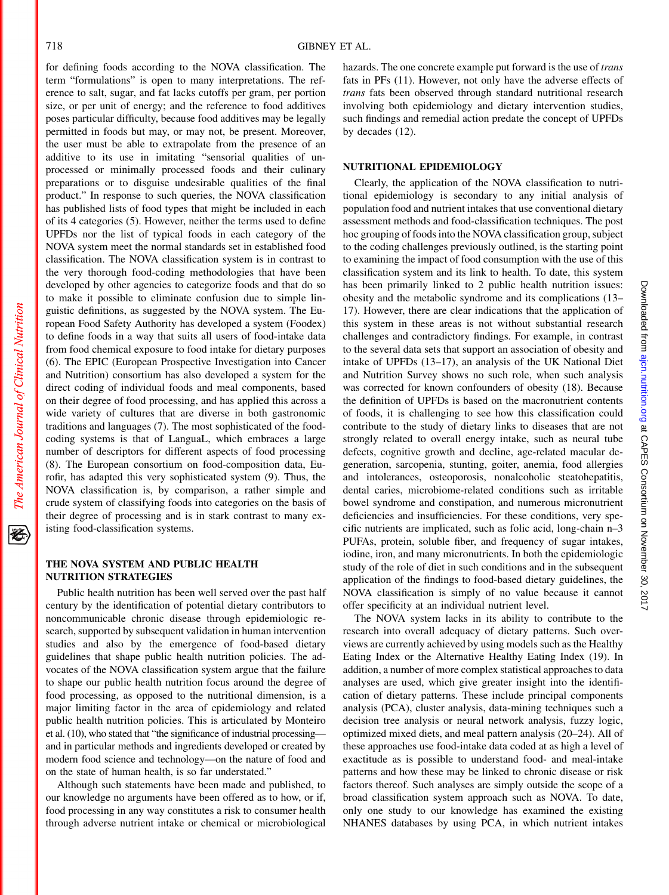for defining foods according to the NOVA classification. The term "formulations" is open to many interpretations. The reference to salt, sugar, and fat lacks cutoffs per gram, per portion size, or per unit of energy; and the reference to food additives poses particular difficulty, because food additives may be legally permitted in foods but may, or may not, be present. Moreover, the user must be able to extrapolate from the presence of an additive to its use in imitating "sensorial qualities of unprocessed or minimally processed foods and their culinary preparations or to disguise undesirable qualities of the final product." In response to such queries, the NOVA classification has published lists of food types that might be included in each of its 4 categories (5). However, neither the terms used to define UPFDs nor the list of typical foods in each category of the NOVA system meet the normal standards set in established food classification. The NOVA classification system is in contrast to the very thorough food-coding methodologies that have been developed by other agencies to categorize foods and that do so to make it possible to eliminate confusion due to simple linguistic definitions, as suggested by the NOVA system. The European Food Safety Authority has developed a system (Foodex) to define foods in a way that suits all users of food-intake data from food chemical exposure to food intake for dietary purposes (6). The EPIC (European Prospective Investigation into Cancer and Nutrition) consortium has also developed a system for the direct coding of individual foods and meal components, based on their degree of food processing, and has applied this across a wide variety of cultures that are diverse in both gastronomic traditions and languages (7). The most sophisticated of the food-coding systems is that of LanguaL, which embraces a large number of descriptors for different aspects of food processing (8). The European consortium on food-composition data, Eurofir, has adapted this very sophisticated system (9). Thus, the NOVA classification is, by comparison, a rather simple and crude system of classifying foods into categories on the basis of their degree of processing and is in stark contrast to many existing food-classification systems.

## THE NOVA SYSTEM AND PUBLIC HEALTH NUTRITION STRATEGIES

Public health nutrition has been well served over the past half century by the identification of potential dietary contributors to noncommunicable chronic disease through epidemiologic research, supported by subsequent validation in human intervention studies and also by the emergence of food-based dietary guidelines that shape public health nutrition policies. The advocates of the NOVA classification system argue that the failure to shape our public health nutrition focus around the degree of food processing, as opposed to the nutritional dimension, is a major limiting factor in the area of epidemiology and related public health nutrition policies. This is articulated by Monteiro et al. (10), who stated that "the significance of industrial processing—and in particular methods and ingredients developed or created by modern food science and technology—on the nature of food and on the state of human health, is so far understated."

Although such statements have been made and published, to our knowledge no arguments have been offered as to how, or if, food processing in any way constitutes a risk to consumer health through adverse nutrient intake or chemical or microbiological hazards. The one concrete example put forward is the use of *trans* fats in PFs (11). However, not only have the adverse effects of *trans* fats been observed through standard nutritional research involving both epidemiology and dietary intervention studies, such findings and remedial action predate the concept of UPFDs by decades (12).

## NUTRITIONAL EPIDEMIOLOGY

Clearly, the application of the NOVA classification to nutritional epidemiology is secondary to any initial analysis of population food and nutrient intakes that use conventional dietary assessment methods and food-classification techniques. The post hoc grouping of foods into the NOVA classification group, subject to the coding challenges previously outlined, is the starting point to examining the impact of food consumption with the use of this classification system and its link to health. To date, this system has been primarily linked to 2 public health nutrition issues: obesity and the metabolic syndrome and its complications (13–17). However, there are clear indications that the application of this system in these areas is not without substantial research challenges and contradictory findings. For example, in contrast to the several data sets that support an association of obesity and intake of UPFDs (13–17), an analysis of the UK National Diet and Nutrition Survey shows no such role, when such analysis was corrected for known confounders of obesity (18). Because the definition of UPFDs is based on the macronutrient contents of foods, it is challenging to see how this classification could contribute to the study of dietary links to diseases that are not strongly related to overall energy intake, such as neural tube defects, cognitive growth and decline, age-related macular degeneration, sarcopenia, stunting, goiter, anemia, food allergies and intolerances, osteoporosis, nonalcoholic steatohepatitis, dental caries, microbiome-related conditions such as irritable bowel syndrome and constipation, and numerous micronutrient deficiencies and insufficiencies. For these conditions, very specific nutrients are implicated, such as folic acid, long-chain n–3 PUFAs, protein, soluble fiber, and frequency of sugar intakes, iodine, iron, and many micronutrients. In both the epidemiologic study of the role of diet in such conditions and in the subsequent application of the findings to food-based dietary guidelines, the NOVA classification is simply of no value because it cannot offer specificity at an individual nutrient level.

The NOVA system lacks in its ability to contribute to the research into overall adequacy of dietary patterns. Such overviews are currently achieved by using models such as the Healthy Eating Index or the Alternative Healthy Eating Index (19). In addition, a number of more complex statistical approaches to data analyses are used, which give greater insight into the identification of dietary patterns. These include principal components analysis (PCA), cluster analysis, data-mining techniques such a decision tree analysis or neural network analysis, fuzzy logic, optimized mixed diets, and meal pattern analysis (20–24). All of these approaches use food-intake data coded at as high a level of exactitude as is possible to understand food- and meal-intake patterns and how these may be linked to chronic disease or risk factors thereof. Such analyses are simply outside the scope of a broad classification system approach such as NOVA. To date, only one study to our knowledge has examined the existing NHANES databases by using PCA, in which nutrient intakes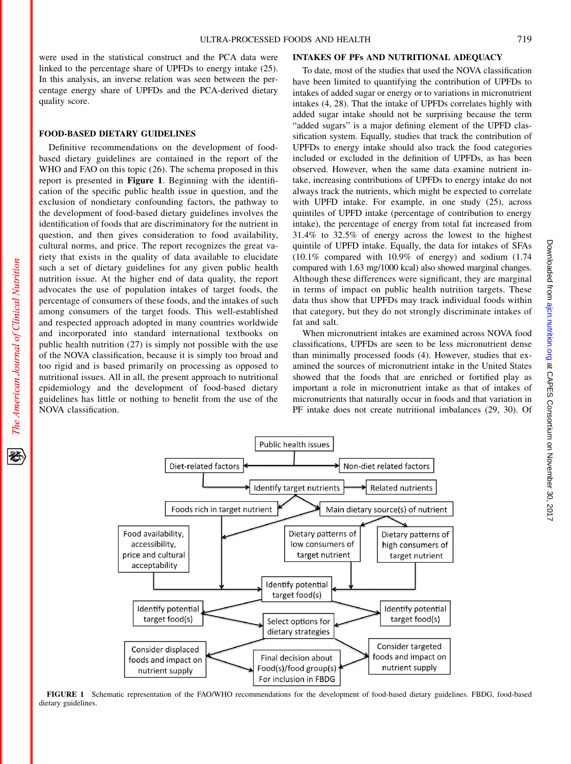were used in the statistical construct and the PCA data were linked to the percentage share of UPFDs to energy intake (25). In this analysis, an inverse relation was seen between the percentage energy share of UPFDs and the PCA-derived dietary quality score.

## FOOD-BASED DIETARY GUIDELINES

Definitive recommendations on the development of food-based dietary guidelines are contained in the report of the WHO and FAO on this topic (26). The schema proposed in this report is presented in **Figure 1**. Beginning with the identification of the specific public health issue in question, and the exclusion of nondietary confounding factors, the pathway to the development of food-based dietary guidelines involves the identification of foods that are discriminatory for the nutrient in question, and then gives consideration to food availability, cultural norms, and price. The report recognizes the great variety that exists in the quality of data available to elucidate such a set of dietary guidelines for any given public health nutrition issue. At the higher end of data quality, the report advocates the use of population intakes of target foods, the percentage of consumers of these foods, and the intakes of such among consumers of the target foods. This well-established and respected approach adopted in many countries worldwide and incorporated into standard international textbooks on public health nutrition (27) is simply not possible with the use of the NOVA classification, because it is simply too broad and too rigid and is based primarily on processing as opposed to nutritional issues. All in all, the present approach to nutritional epidemiology and the development of food-based dietary guidelines has little or nothing to benefit from the use of the NOVA classification.

## INTAKES OF PFs AND NUTRITIONAL ADEQUACY

To date, most of the studies that used the NOVA classification have been limited to quantifying the contribution of UPFDs to intakes of added sugar or energy or to variations in micronutrient intakes (4, 28). That the intake of UPFDs correlates highly with added sugar intake should not be surprising because the term "added sugars" is a major defining element of the UPFD classification system. Equally, studies that track the contribution of UPFDs to energy intake should also track the food categories included or excluded in the definition of UPFDs, as has been observed. However, when the same data examine nutrient intake, increasing contributions of UPFDs to energy intake do not always track the nutrients, which might be expected to correlate with UPFD intake. For example, in one study (25), across quintiles of UPFD intake (percentage of contribution to energy intake), the percentage of energy from total fat increased from 31.4% to 32.5% of energy across the lowest to the highest quintile of UPFD intake. Equally, the data for intakes of SFAs (10.1% compared with 10.9% of energy) and sodium (1.74 compared with 1.63 mg/1000 kcal) also showed marginal changes. Although these differences were significant, they are marginal in terms of impact on public health nutrition targets. These data thus show that UPFDs may track individual foods within that category, but they do not strongly discriminate intakes of fat and salt.

When micronutrient intakes are examined across NOVA food classifications, UPFDs are seen to be less micronutrient dense than minimally processed foods (4). However, studies that examined the sources of micronutrient intake in the United States showed that the foods that are enriched or fortified play as important a role in micronutrient intake as that of intakes of micronutrients that naturally occur in foods and that variation in PF intake does not create nutritional imbalances (29, 30). Of

**FIGURE 1** Schematic representation of the FAO/WHO recommendations for the development of food-based dietary guidelines. FBDG, food-based dietary guidelines.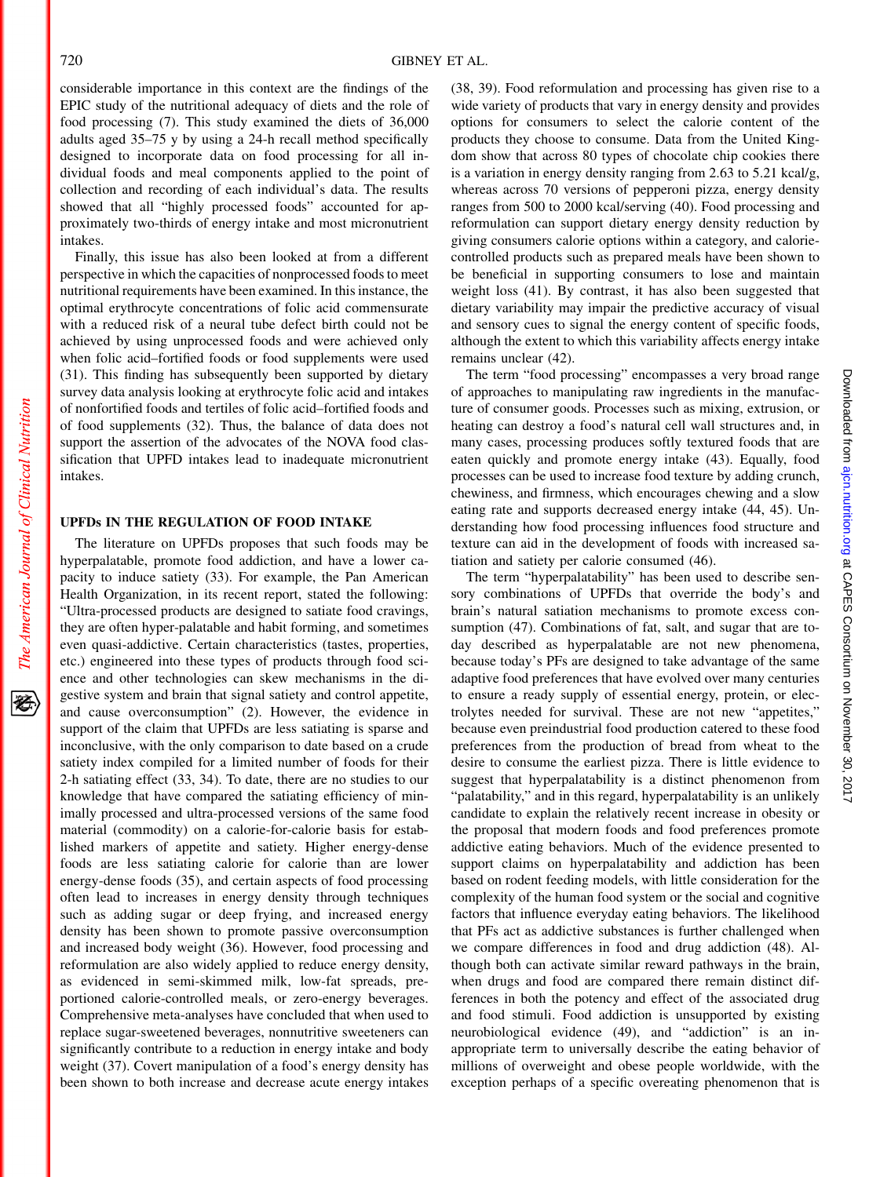considerable importance in this context are the findings of the EPIC study of the nutritional adequacy of diets and the role of food processing (7). This study examined the diets of 36,000 adults aged 35–75 y by using a 24-h recall method specifically designed to incorporate data on food processing for all individual foods and meal components applied to the point of collection and recording of each individual's data. The results showed that all "highly processed foods" accounted for approximately two-thirds of energy intake and most micronutrient intakes.

Finally, this issue has also been looked at from a different perspective in which the capacities of nonprocessed foods to meet nutritional requirements have been examined. In this instance, the optimal erythrocyte concentrations of folic acid commensurate with a reduced risk of a neural tube defect birth could not be achieved by using unprocessed foods and were achieved only when folic acid–fortified foods or food supplements were used (31). This finding has subsequently been supported by dietary survey data analysis looking at erythrocyte folic acid and intakes of nonfortified foods and tertiles of folic acid–fortified foods and of food supplements (32). Thus, the balance of data does not support the assertion of the advocates of the NOVA food classification that UPFD intakes lead to inadequate micronutrient intakes.

## UPFDs IN THE REGULATION OF FOOD INTAKE

The literature on UPFDs proposes that such foods may be hyperpalatable, promote food addiction, and have a lower capacity to induce satiety (33). For example, the Pan American Health Organization, in its recent report, stated the following: "Ultra-processed products are designed to satiate food cravings, they are often hyper-palatable and habit forming, and sometimes even quasi-addictive. Certain characteristics (tastes, properties, etc.) engineered into these types of products through food science and other technologies can skew mechanisms in the digestive system and brain that signal satiety and control appetite, and cause overconsumption" (2). However, the evidence in support of the claim that UPFDs are less satiating is sparse and inconclusive, with the only comparison to date based on a crude satiety index compiled for a limited number of foods for their 2-h satiating effect (33, 34). To date, there are no studies to our knowledge that have compared the satiating efficiency of minimally processed and ultra-processed versions of the same food material (commodity) on a calorie-for-calorie basis for established markers of appetite and satiety. Higher energy-dense foods are less satiating calorie for calorie than are lower energy-dense foods (35), and certain aspects of food processing often lead to increases in energy density through techniques such as adding sugar or deep frying, and increased energy density has been shown to promote passive overconsumption and increased body weight (36). However, food processing and reformulation are also widely applied to reduce energy density, as evidenced in semi-skimmed milk, low-fat spreads, preportioned calorie-controlled meals, or zero-energy beverages. Comprehensive meta-analyses have concluded that when used to replace sugar-sweetened beverages, nonnutritive sweeteners can significantly contribute to a reduction in energy intake and body weight (37). Covert manipulation of a food's energy density has been shown to both increase and decrease acute energy intakes (38, 39). Food reformulation and processing has given rise to a wide variety of products that vary in energy density and provides options for consumers to select the calorie content of the products they choose to consume. Data from the United Kingdom show that across 80 types of chocolate chip cookies there is a variation in energy density ranging from 2.63 to 5.21 kcal/g, whereas across 70 versions of pepperoni pizza, energy density ranges from 500 to 2000 kcal/serving (40). Food processing and reformulation can support dietary energy density reduction by giving consumers calorie options within a category, and calorie-controlled products such as prepared meals have been shown to be beneficial in supporting consumers to lose and maintain weight loss (41). By contrast, it has also been suggested that dietary variability may impair the predictive accuracy of visual and sensory cues to signal the energy content of specific foods, although the extent to which this variability affects energy intake remains unclear (42).

The term "food processing" encompasses a very broad range of approaches to manipulating raw ingredients in the manufacture of consumer goods. Processes such as mixing, extrusion, or heating can destroy a food's natural cell wall structures and, in many cases, processing produces softly textured foods that are eaten quickly and promote energy intake (43). Equally, food processes can be used to increase food texture by adding crunch, chewiness, and firmness, which encourages chewing and a slow eating rate and supports decreased energy intake (44, 45). Understanding how food processing influences food structure and texture can aid in the development of foods with increased satiation and satiety per calorie consumed (46).

The term "hyperpalatability" has been used to describe sensory combinations of UPFDs that override the body's and brain's natural satiation mechanisms to promote excess consumption (47). Combinations of fat, salt, and sugar that are today described as hyperpalatable are not new phenomena, because today's PFs are designed to take advantage of the same adaptive food preferences that have evolved over many centuries to ensure a ready supply of essential energy, protein, or electrolytes needed for survival. These are not new "appetites," because even preindustrial food production catered to these food preferences from the production of bread from wheat to the desire to consume the earliest pizza. There is little evidence to suggest that hyperpalatability is a distinct phenomenon from "palatability," and in this regard, hyperpalatability is an unlikely candidate to explain the relatively recent increase in obesity or the proposal that modern foods and food preferences promote addictive eating behaviors. Much of the evidence presented to support claims on hyperpalatability and addiction has been based on rodent feeding models, with little consideration for the complexity of the human food system or the social and cognitive factors that influence everyday eating behaviors. The likelihood that PFs act as addictive substances is further challenged when we compare differences in food and drug addiction (48). Although both can activate similar reward pathways in the brain, when drugs and food are compared there remain distinct differences in both the potency and effect of the associated drug and food stimuli. Food addiction is unsupported by existing neurobiological evidence (49), and "addiction" is an inappropriate term to universally describe the eating behavior of millions of overweight and obese people worldwide, with the exception perhaps of a specific overeating phenomenon that is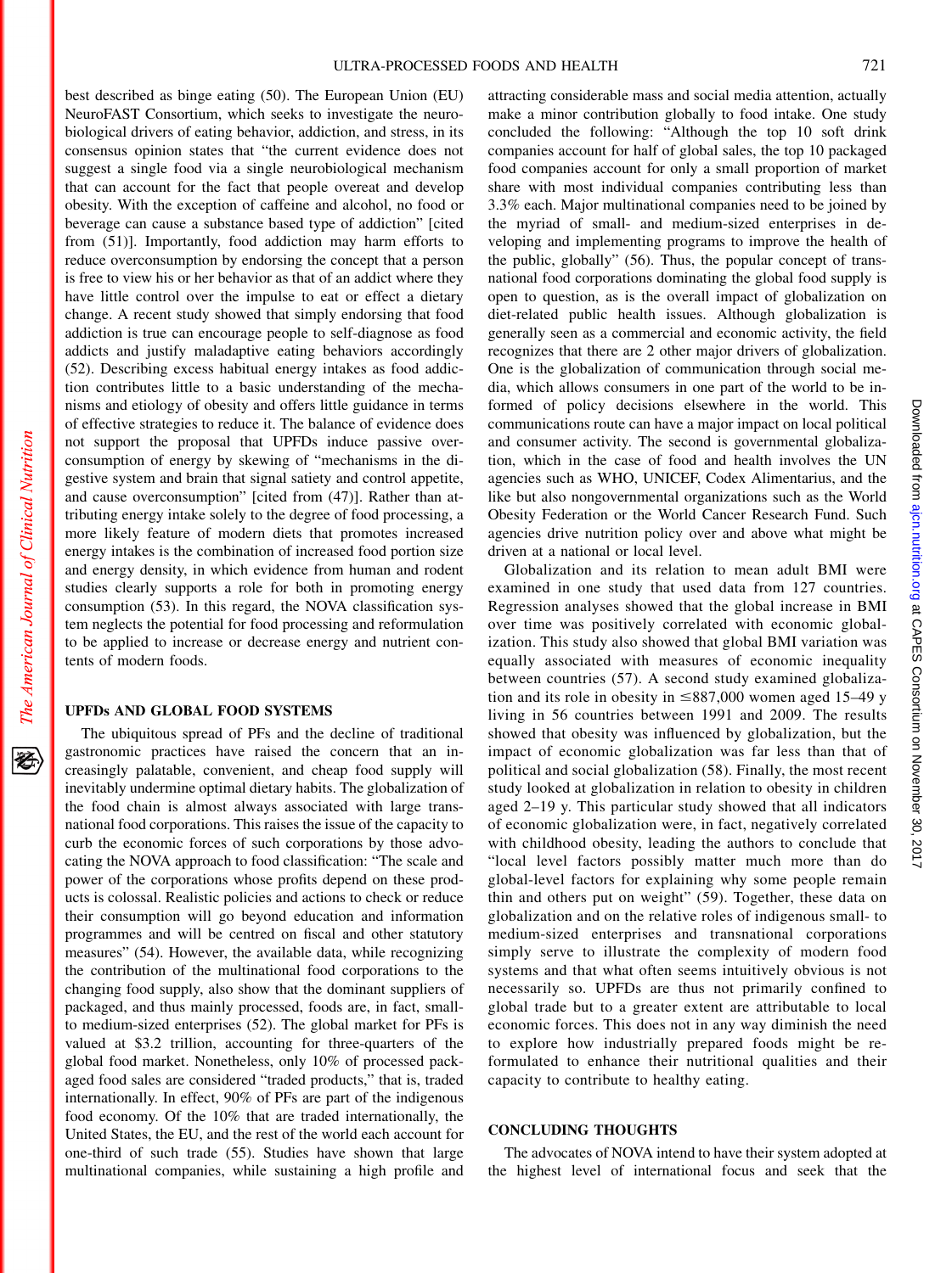best described as binge eating (50). The European Union (EU) NeuroFAST Consortium, which seeks to investigate the neurobiological drivers of eating behavior, addiction, and stress, in its consensus opinion states that "the current evidence does not suggest a single food via a single neurobiological mechanism that can account for the fact that people overeat and develop obesity. With the exception of caffeine and alcohol, no food or beverage can cause a substance based type of addiction" [cited from (51)]. Importantly, food addiction may harm efforts to reduce overconsumption by endorsing the concept that a person is free to view his or her behavior as that of an addict where they have little control over the impulse to eat or effect a dietary change. A recent study showed that simply endorsing that food addiction is true can encourage people to self-diagnose as food addicts and justify maladaptive eating behaviors accordingly (52). Describing excess habitual energy intakes as food addiction contributes little to a basic understanding of the mechanisms and etiology of obesity and offers little guidance in terms of effective strategies to reduce it. The balance of evidence does not support the proposal that UPFDs induce passive overconsumption of energy by skewing of "mechanisms in the digestive system and brain that signal satiety and control appetite, and cause overconsumption" [cited from (47)]. Rather than attributing energy intake solely to the degree of food processing, a more likely feature of modern diets that promotes increased energy intakes is the combination of increased food portion size and energy density, in which evidence from human and rodent studies clearly supports a role for both in promoting energy consumption (53). In this regard, the NOVA classification system neglects the potential for food processing and reformulation to be applied to increase or decrease energy and nutrient contents of modern foods.

## UPFDs AND GLOBAL FOOD SYSTEMS

The ubiquitous spread of PFs and the decline of traditional gastronomic practices have raised the concern that an increasingly palatable, convenient, and cheap food supply will inevitably undermine optimal dietary habits. The globalization of the food chain is almost always associated with large transnational food corporations. This raises the issue of the capacity to curb the economic forces of such corporations by those advocating the NOVA approach to food classification: "The scale and power of the corporations whose profits depend on these products is colossal. Realistic policies and actions to check or reduce their consumption will go beyond education and information programmes and will be centred on fiscal and other statutory measures" (54). However, the available data, while recognizing the contribution of the multinational food corporations to the changing food supply, also show that the dominant suppliers of packaged, and thus mainly processed, foods are, in fact, small- to medium-sized enterprises (52). The global market for PFs is valued at \$3.2 trillion, accounting for three-quarters of the global food market. Nonetheless, only 10% of processed packaged food sales are considered "traded products," that is, traded internationally. In effect, 90% of PFs are part of the indigenous food economy. Of the 10% that are traded internationally, the United States, the EU, and the rest of the world each account for one-third of such trade (55). Studies have shown that large multinational companies, while sustaining a high profile and attracting considerable mass and social media attention, actually make a minor contribution globally to food intake. One study concluded the following: "Although the top 10 soft drink companies account for half of global sales, the top 10 packaged food companies account for only a small proportion of market share with most individual companies contributing less than 3.3% each. Major multinational companies need to be joined by the myriad of small- and medium-sized enterprises in developing and implementing programs to improve the health of the public, globally" (56). Thus, the popular concept of transnational food corporations dominating the global food supply is open to question, as is the overall impact of globalization on diet-related public health issues. Although globalization is generally seen as a commercial and economic activity, the field recognizes that there are 2 other major drivers of globalization. One is the globalization of communication through social media, which allows consumers in one part of the world to be informed of policy decisions elsewhere in the world. This communications route can have a major impact on local political and consumer activity. The second is governmental globalization, which in the case of food and health involves the UN agencies such as WHO, UNICEF, Codex Alimentarius, and the like but also nongovernmental organizations such as the World Obesity Federation or the World Cancer Research Fund. Such agencies drive nutrition policy over and above what might be driven at a national or local level.

Globalization and its relation to mean adult BMI were examined in one study that used data from 127 countries. Regression analyses showed that the global increase in BMI over time was positively correlated with economic globalization. This study also showed that global BMI variation was equally associated with measures of economic inequality between countries (57). A second study examined globalization and its role in obesity in ≤887,000 women aged 15–49 y living in 56 countries between 1991 and 2009. The results showed that obesity was influenced by globalization, but the impact of economic globalization was far less than that of political and social globalization (58). Finally, the most recent study looked at globalization in relation to obesity in children aged 2–19 y. This particular study showed that all indicators of economic globalization were, in fact, negatively correlated with childhood obesity, leading the authors to conclude that "local level factors possibly matter much more than do global-level factors for explaining why some people remain thin and others put on weight" (59). Together, these data on globalization and on the relative roles of indigenous small- to medium-sized enterprises and transnational corporations simply serve to illustrate the complexity of modern food systems and that what often seems intuitively obvious is not necessarily so. UPFDs are thus not primarily confined to global trade but to a greater extent are attributable to local economic forces. This does not in any way diminish the need to explore how industrially prepared foods might be reformulated to enhance their nutritional qualities and their capacity to contribute to healthy eating.

## CONCLUDING THOUGHTS

The advocates of NOVA intend to have their system adopted at the highest level of international focus and seek that the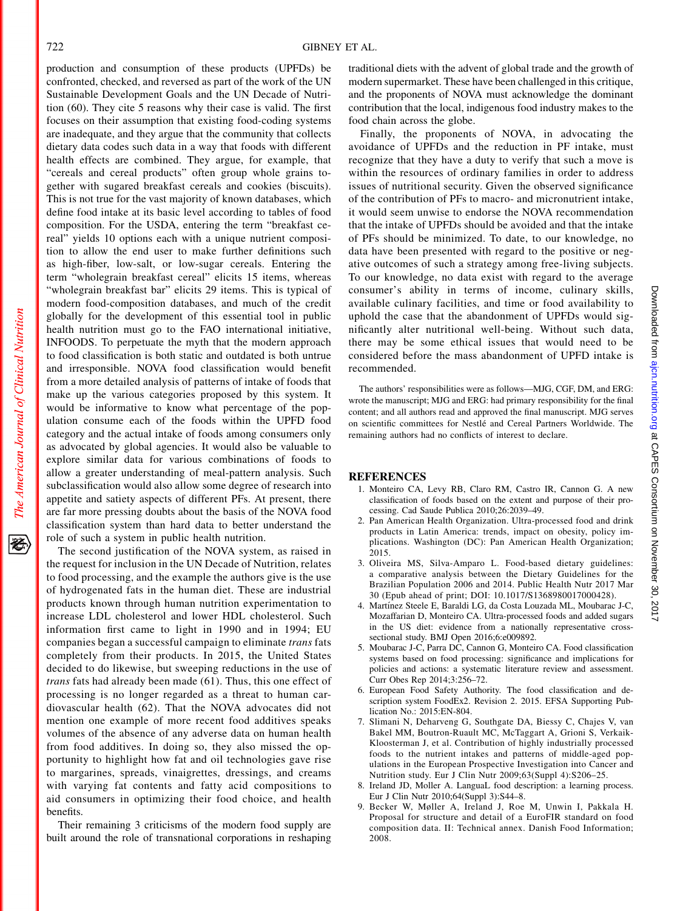production and consumption of these products (UPFDs) be confronted, checked, and reversed as part of the work of the UN Sustainable Development Goals and the UN Decade of Nutrition (60). They cite 5 reasons why their case is valid. The first focuses on their assumption that existing food-coding systems are inadequate, and they argue that the community that collects dietary data codes such data in a way that foods with different health effects are combined. They argue, for example, that "cereals and cereal products" often group whole grains together with sugared breakfast cereals and cookies (biscuits). This is not true for the vast majority of known databases, which define food intake at its basic level according to tables of food composition. For the USDA, entering the term "breakfast cereal" yields 10 options each with a unique nutrient composition to allow the end user to make further definitions such as high-fiber, low-salt, or low-sugar cereals. Entering the term "wholegrain breakfast cereal" elicits 15 items, whereas "wholegrain breakfast bar" elicits 29 items. This is typical of modern food-composition databases, and much of the credit globally for the development of this essential tool in public health nutrition must go to the FAO international initiative, INFOODS. To perpetuate the myth that the modern approach to food classification is both static and outdated is both untrue and irresponsible. NOVA food classification would benefit from a more detailed analysis of patterns of intake of foods that make up the various categories proposed by this system. It would be informative to know what percentage of the population consume each of the foods within the UPFD food category and the actual intake of foods among consumers only as advocated by global agencies. It would also be valuable to explore similar data for various combinations of foods to allow a greater understanding of meal-pattern analysis. Such subclassification would also allow some degree of research into appetite and satiety aspects of different PFs. At present, there are far more pressing doubts about the basis of the NOVA food classification system than hard data to better understand the role of such a system in public health nutrition.

The second justification of the NOVA system, as raised in the request for inclusion in the UN Decade of Nutrition, relates to food processing, and the example the authors give is the use of hydrogenated fats in the human diet. These are industrial products known through human nutrition experimentation to increase LDL cholesterol and lower HDL cholesterol. Such information first came to light in 1990 and in 1994; EU companies began a successful campaign to eliminate *trans* fats completely from their products. In 2015, the United States decided to do likewise, but sweeping reductions in the use of *trans* fats had already been made (61). Thus, this one effect of processing is no longer regarded as a threat to human cardiovascular health (62). That the NOVA advocates did not mention one example of more recent food additives speaks volumes of the absence of any adverse data on human health from food additives. In doing so, they also missed the opportunity to highlight how fat and oil technologies gave rise to margarines, spreads, vinaigrettes, dressings, and creams with varying fat contents and fatty acid compositions to aid consumers in optimizing their food choice, and health benefits.

Their remaining 3 criticisms of the modern food supply are built around the role of transnational corporations in reshaping traditional diets with the advent of global trade and the growth of modern supermarket. These have been challenged in this critique, and the proponents of NOVA must acknowledge the dominant contribution that the local, indigenous food industry makes to the food chain across the globe.

Finally, the proponents of NOVA, in advocating the avoidance of UPFDs and the reduction in PF intake, must recognize that they have a duty to verify that such a move is within the resources of ordinary families in order to address issues of nutritional security. Given the observed significance of the contribution of PFs to macro- and micronutrient intake, it would seem unwise to endorse the NOVA recommendation that the intake of UPFDs should be avoided and that the intake of PFs should be minimized. To date, to our knowledge, no data have been presented with regard to the positive or negative outcomes of such a strategy among free-living subjects. To our knowledge, no data exist with regard to the average consumer's ability in terms of income, culinary skills, available culinary facilities, and time or food availability to uphold the case that the abandonment of UPFDs would significantly alter nutritional well-being. Without such data, there may be some ethical issues that would need to be considered before the mass abandonment of UPFD intake is recommended.

The authors' responsibilities were as follows—MJG, CGF, DM, and ERG: wrote the manuscript; MJG and ERG: had primary responsibility for the final content; and all authors read and approved the final manuscript. MJG serves on scientific committees for Nestlé and Cereal Partners Worldwide. The remaining authors had no conflicts of interest to declare.

## REFERENCES

1. Monteiro CA, Levy RB, Claro RM, Castro IR, Cannon G. A new classification of foods based on the extent and purpose of their processing. Cad Saude Publica 2010;26:2039–49.
2. Pan American Health Organization. Ultra-processed food and drink products in Latin America: trends, impact on obesity, policy implications. Washington (DC): Pan American Health Organization; 2015.
3. Oliveira MS, Silva-Amparo L. Food-based dietary guidelines: a comparative analysis between the Dietary Guidelines for the Brazilian Population 2006 and 2014. Public Health Nutr 2017 Mar 30 (Epub ahead of print; DOI: 10.1017/S1368980017000428).
4. Martínez Steele E, Baraldi LG, da Costa Louzada ML, Moubarac J-C, Mozaffarian D, Monteiro CA. Ultra-processed foods and added sugars in the US diet: evidence from a nationally representative cross-sectional study. BMJ Open 2016;6:e009892.
5. Moubarac J-C, Parra DC, Cannon G, Monteiro CA. Food classification systems based on food processing: significance and implications for policies and actions: a systematic literature review and assessment. Curr Obes Rep 2014;3:256–72.
6. European Food Safety Authority. The food classification and description system FoodEx2. Revision 2. 2015. EFSA Supporting Publication No.: 2015:EN-804.
7. Slimani N, Deharveng G, Southgate DA, Biessy C, Chajes V, van Bakel MM, Boutron-Ruault MC, McTaggart A, Grioni S, Verkaik-Kloosterman J, et al. Contribution of highly industrially processed foods to the nutrient intakes and patterns of middle-aged populations in the European Prospective Investigation into Cancer and Nutrition study. Eur J Clin Nutr 2009;63(Suppl 4):S206–25.
8. Ireland JD, Moller A. LanguaL food description: a learning process. Eur J Clin Nutr 2010;64(Suppl 3):S44–8.
9. Becker W, Møller A, Ireland J, Roe M, Unwin I, Pakkala H. Proposal for structure and detail of a EuroFIR standard on food composition data. II: Technical annex. Danish Food Information; 2008.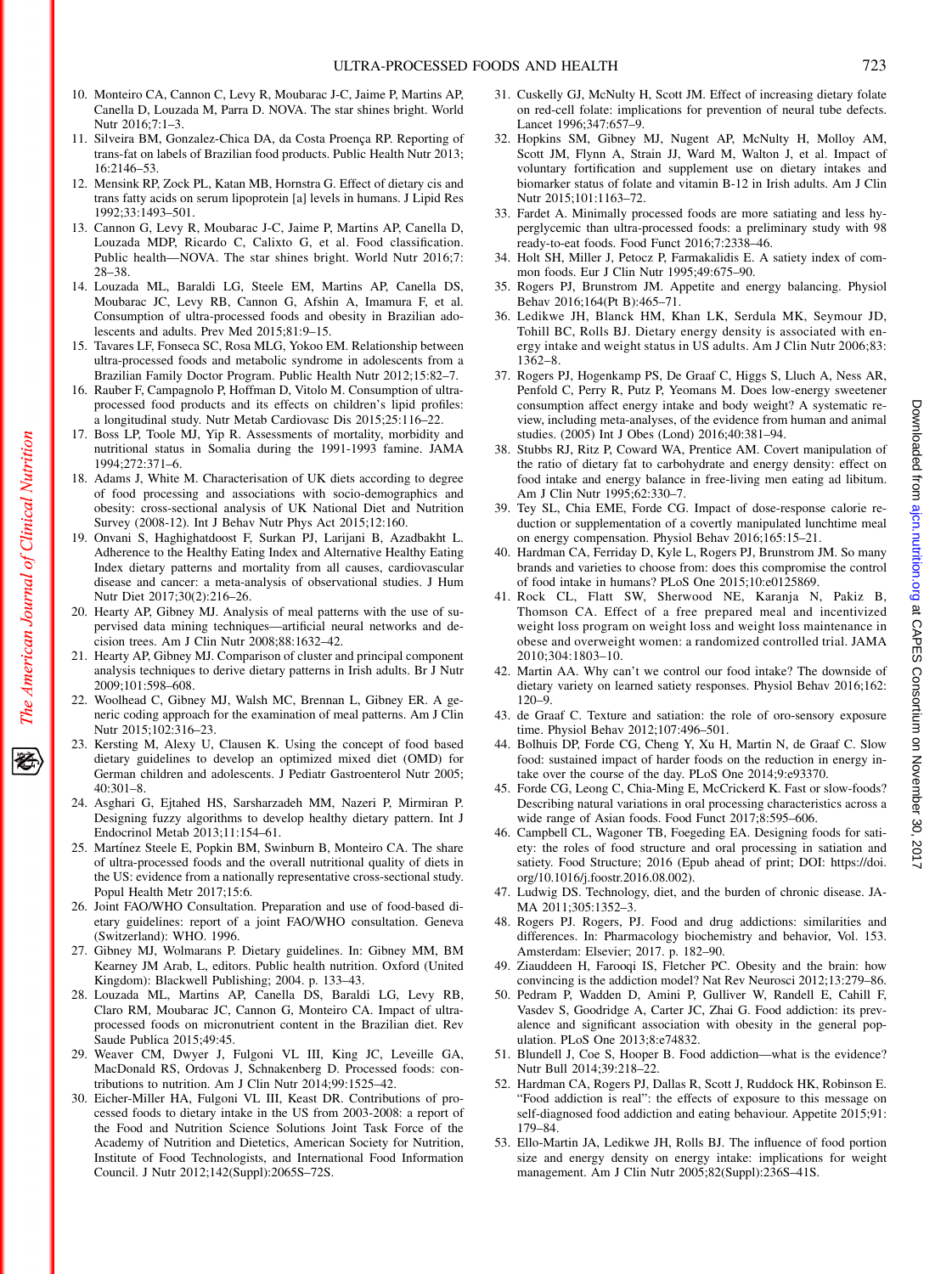10. Monteiro CA, Cannon C, Levy R, Moubarac J-C, Jaime P, Martins AP, Canella D, Louzada M, Parra D. NOVA. The star shines bright. World Nutr 2016;7:1–3.
11. Silveira BM, Gonzalez-Chica DA, da Costa Proença RP. Reporting of trans-fat on labels of Brazilian food products. Public Health Nutr 2013; 16:2146–53.
12. Mensink RP, Zock PL, Katan MB, Hornstra G. Effect of dietary cis and trans fatty acids on serum lipoprotein [a] levels in humans. J Lipid Res 1992;33:1493–501.
13. Cannon G, Levy R, Moubarac J-C, Jaime P, Martins AP, Canella D, Louzada MDP, Ricardo C, Calixto G, et al. Food classification. Public health—NOVA. The star shines bright. World Nutr 2016;7: 28–38.
14. Louzada ML, Baraldi LG, Steele EM, Martins AP, Canella DS, Moubarac JC, Levy RB, Cannon G, Afshin A, Imamura F, et al. Consumption of ultra-processed foods and obesity in Brazilian adolescents and adults. Prev Med 2015;81:9–15.
15. Tavares LF, Fonseca SC, Rosa MLG, Yokoo EM. Relationship between ultra-processed foods and metabolic syndrome in adolescents from a Brazilian Family Doctor Program. Public Health Nutr 2012;15:82–7.
16. Rauber F, Campagnolo P, Hoffman D, Vitolo M. Consumption of ultra-processed food products and its effects on children's lipid profiles: a longitudinal study. Nutr Metab Cardiovasc Dis 2015;25:116–22.
17. Boss LP, Toole MJ, Yip R. Assessments of mortality, morbidity and nutritional status in Somalia during the 1991-1993 famine. JAMA 1994;272:371–6.
18. Adams J, White M. Characterisation of UK diets according to degree of food processing and associations with socio-demographics and obesity: cross-sectional analysis of UK National Diet and Nutrition Survey (2008-12). Int J Behav Nutr Phys Act 2015;12:160.
19. Onvani S, Haghighatdoost F, Surkan PJ, Larijani B, Azadbakht L. Adherence to the Healthy Eating Index and Alternative Healthy Eating Index dietary patterns and mortality from all causes, cardiovascular disease and cancer: a meta-analysis of observational studies. J Hum Nutr Diet 2017;30(2):216–26.
20. Hearty AP, Gibney MJ. Analysis of meal patterns with the use of supervised data mining techniques—artificial neural networks and decision trees. Am J Clin Nutr 2008;88:1632–42.
21. Hearty AP, Gibney MJ. Comparison of cluster and principal component analysis techniques to derive dietary patterns in Irish adults. Br J Nutr 2009;101:598–608.
22. Woolhead C, Gibney MJ, Walsh MC, Brennan L, Gibney ER. A generic coding approach for the examination of meal patterns. Am J Clin Nutr 2015;102:316–23.
23. Kersting M, Alexy U, Clausen K. Using the concept of food based dietary guidelines to develop an optimized mixed diet (OMD) for German children and adolescents. J Pediatr Gastroenterol Nutr 2005; 40:301–8.
24. Asghari G, Ejtahed HS, Sarsharzadeh MM, Nazeri P, Mirmiran P. Designing fuzzy algorithms to develop healthy dietary pattern. Int J Endocrinol Metab 2013;11:154–61.
25. Martínez Steele E, Popkin BM, Swinburn B, Monteiro CA. The share of ultra-processed foods and the overall nutritional quality of diets in the US: evidence from a nationally representative cross-sectional study. Popul Health Metr 2017;15:6.
26. Joint FAO/WHO Consultation. Preparation and use of food-based dietary guidelines: report of a joint FAO/WHO consultation. Geneva (Switzerland): WHO. 1996.
27. Gibney MJ, Wolmarans P. Dietary guidelines. In: Gibney MM, BM Kearney JM Arab, L, editors. Public health nutrition. Oxford (United Kingdom): Blackwell Publishing; 2004. p. 133–43.
28. Louzada ML, Martins AP, Canella DS, Baraldi LG, Levy RB, Claro RM, Moubarac JC, Cannon G, Monteiro CA. Impact of ultra-processed foods on micronutrient content in the Brazilian diet. Rev Saude Publica 2015;49:45.
29. Weaver CM, Dwyer J, Fulgoni VL III, King JC, Leveille GA, MacDonald RS, Ordovas J, Schnakenberg D. Processed foods: contributions to nutrition. Am J Clin Nutr 2014;99:1525–42.
30. Eicher-Miller HA, Fulgoni VL III, Keast DR. Contributions of processed foods to dietary intake in the US from 2003-2008: a report of the Food and Nutrition Science Solutions Joint Task Force of the Academy of Nutrition and Dietetics, American Society for Nutrition, Institute of Food Technologists, and International Food Information Council. J Nutr 2012;142(Suppl):2065S–72S.
31. Cuskelly GJ, McNulty H, Scott JM. Effect of increasing dietary folate on red-cell folate: implications for prevention of neural tube defects. Lancet 1996;347:657–9.
32. Hopkins SM, Gibney MJ, Nugent AP, McNulty H, Molloy AM, Scott JM, Flynn A, Strain JJ, Ward M, Walton J, et al. Impact of voluntary fortification and supplement use on dietary intakes and biomarker status of folate and vitamin B-12 in Irish adults. Am J Clin Nutr 2015;101:1163–72.
33. Fardet A. Minimally processed foods are more satiating and less hyperglycemic than ultra-processed foods: a preliminary study with 98 ready-to-eat foods. Food Funct 2016;7:2338–46.
34. Holt SH, Miller J, Petocz P, Farmakalidis E. A satiety index of common foods. Eur J Clin Nutr 1995;49:675–90.
35. Rogers PJ, Brunstrom JM. Appetite and energy balancing. Physiol Behav 2016;164(Pt B):465–71.
36. Ledikwe JH, Blanck HM, Khan LK, Serdula MK, Seymour JD, Tohill BC, Rolls BJ. Dietary energy density is associated with energy intake and weight status in US adults. Am J Clin Nutr 2006;83: 1362–8.
37. Rogers PJ, Hogenkamp PS, De Graaf C, Higgs S, Lluch A, Ness AR, Penfold C, Perry R, Putz P, Yeomans M. Does low-energy sweetener consumption affect energy intake and body weight? A systematic review, including meta-analyses, of the evidence from human and animal studies. (2005) Int J Obes (Lond) 2016;40:381–94.
38. Stubbs RJ, Ritz P, Coward WA, Prentice AM. Covert manipulation of the ratio of dietary fat to carbohydrate and energy density: effect on food intake and energy balance in free-living men eating ad libitum. Am J Clin Nutr 1995;62:330–7.
39. Tey SL, Chia EME, Forde CG. Impact of dose-response calorie reduction or supplementation of a covertly manipulated lunchtime meal on energy compensation. Physiol Behav 2016;165:15–21.
40. Hardman CA, Ferriday D, Kyle L, Rogers PJ, Brunstrom JM. So many brands and varieties to choose from: does this compromise the control of food intake in humans? PLoS One 2015;10:e0125869.
41. Rock CL, Flatt SW, Sherwood NE, Karanja N, Pakiz B, Thomson CA. Effect of a free prepared meal and incentivized weight loss program on weight loss and weight loss maintenance in obese and overweight women: a randomized controlled trial. JAMA 2010;304:1803–10.
42. Martin AA. Why can't we control our food intake? The downside of dietary variety on learned satiety responses. Physiol Behav 2016;162: 120–9.
43. de Graaf C. Texture and satiation: the role of oro-sensory exposure time. Physiol Behav 2012;107:496–501.
44. Bolhuis DP, Forde CG, Cheng Y, Xu H, Martin N, de Graaf C. Slow food: sustained impact of harder foods on the reduction in energy intake over the course of the day. PLoS One 2014;9:e93370.
45. Forde CG, Leong C, Chia-Ming E, McCrickerd K. Fast or slow-foods? Describing natural variations in oral processing characteristics across a wide range of Asian foods. Food Funct 2017;8:595–606.
46. Campbell CL, Wagoner TB, Foegeding EA. Designing foods for satiety: the roles of food structure and oral processing in satiation and satiety. Food Structure; 2016 (Epub ahead of print; DOI: https://doi.org/10.1016/j.foostr.2016.08.002).
47. Ludwig DS. Technology, diet, and the burden of chronic disease. JAMA 2011;305:1352–3.
48. Rogers PJ. Rogers, PJ. Food and drug addictions: similarities and differences. In: Pharmacology biochemistry and behavior, Vol. 153. Amsterdam: Elsevier; 2017. p. 182–90.
49. Ziauddeen H, Farooqi IS, Fletcher PC. Obesity and the brain: how convincing is the addiction model? Nat Rev Neurosci 2012;13:279–86.
50. Pedram P, Wadden D, Amini P, Gulliver W, Randell E, Cahill F, Vasdev S, Goodridge A, Carter JC, Zhai G. Food addiction: its prevalence and significant association with obesity in the general population. PLoS One 2013;8:e74832.
51. Blundell J, Coe S, Hooper B. Food addiction—what is the evidence? Nutr Bull 2014;39:218–22.
52. Hardman CA, Rogers PJ, Dallas R, Scott J, Ruddock HK, Robinson E. "Food addiction is real": the effects of exposure to this message on self-diagnosed food addiction and eating behaviour. Appetite 2015;91: 179–84.
53. Ello-Martin JA, Ledikwe JH, Rolls BJ. The influence of food portion size and energy density on energy intake: implications for weight management. Am J Clin Nutr 2005;82(Suppl):236S–41S.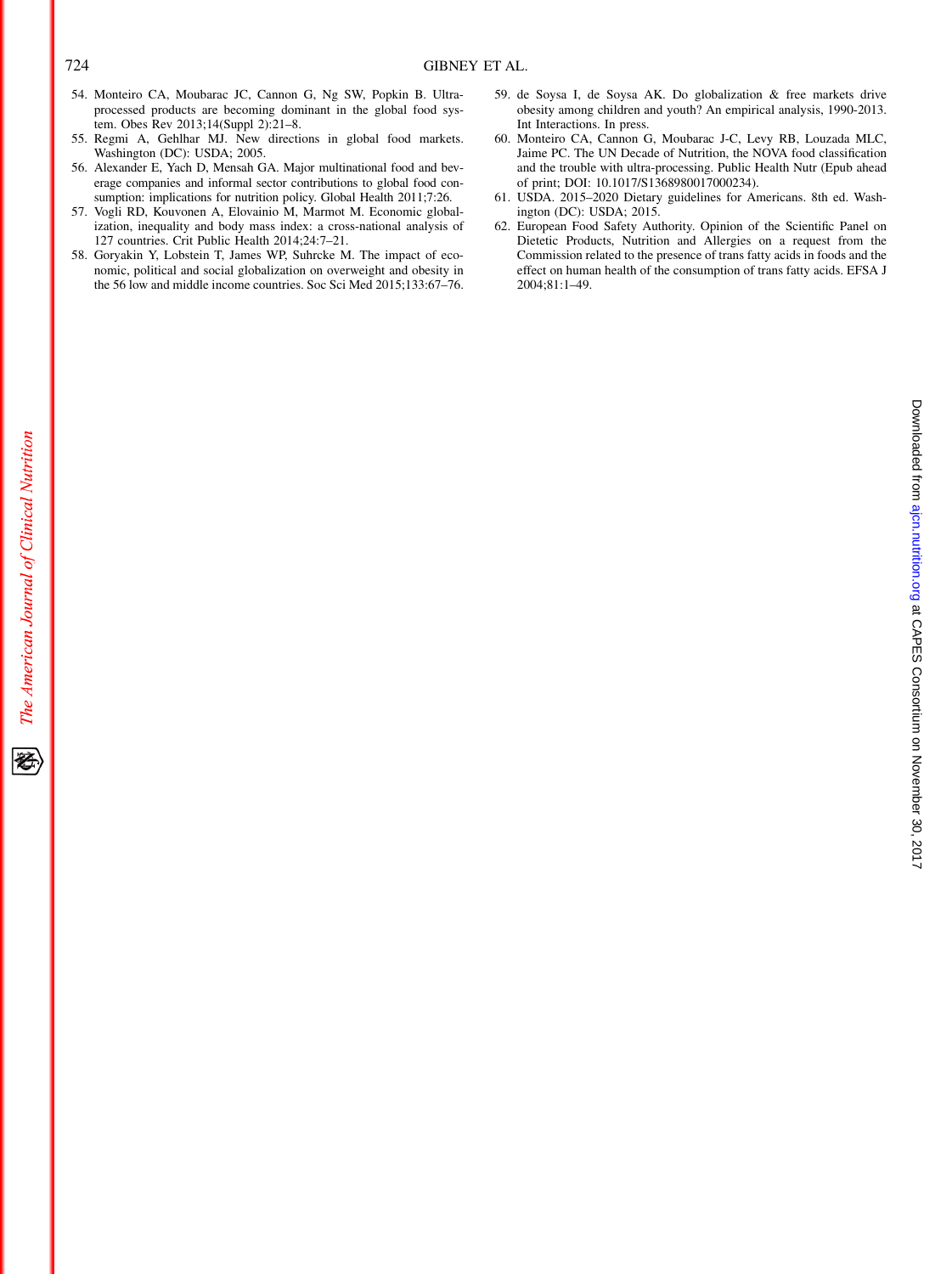54. Monteiro CA, Moubarac JC, Cannon G, Ng SW, Popkin B. Ultra-processed products are becoming dominant in the global food system. Obes Rev 2013;14(Suppl 2):21–8.
55. Regmi A, Gehlhar MJ. New directions in global food markets. Washington (DC): USDA; 2005.
56. Alexander E, Yach D, Mensah GA. Major multinational food and beverage companies and informal sector contributions to global food consumption: implications for nutrition policy. Global Health 2011;7:26.
57. Vogli RD, Kouvonen A, Elovainio M, Marmot M. Economic globalization, inequality and body mass index: a cross-national analysis of 127 countries. Crit Public Health 2014;24:7–21.
58. Goryakin Y, Lobstein T, James WP, Suhrcke M. The impact of economic, political and social globalization on overweight and obesity in the 56 low and middle income countries. Soc Sci Med 2015;133:67–76.
59. de Soysa I, de Soysa AK. Do globalization & free markets drive obesity among children and youth? An empirical analysis, 1990-2013. Int Interactions. In press.
60. Monteiro CA, Cannon G, Moubarac J-C, Levy RB, Louzada MLC, Jaime PC. The UN Decade of Nutrition, the NOVA food classification and the trouble with ultra-processing. Public Health Nutr (Epub ahead of print; DOI: 10.1017/S1368980017000234).
61. USDA. 2015–2020 Dietary guidelines for Americans. 8th ed. Washington (DC): USDA; 2015.
62. European Food Safety Authority. Opinion of the Scientific Panel on Dietetic Products, Nutrition and Allergies on a request from the Commission related to the presence of trans fatty acids in foods and the effect on human health of the consumption of trans fatty acids. EFSA J 2004;81:1–49.